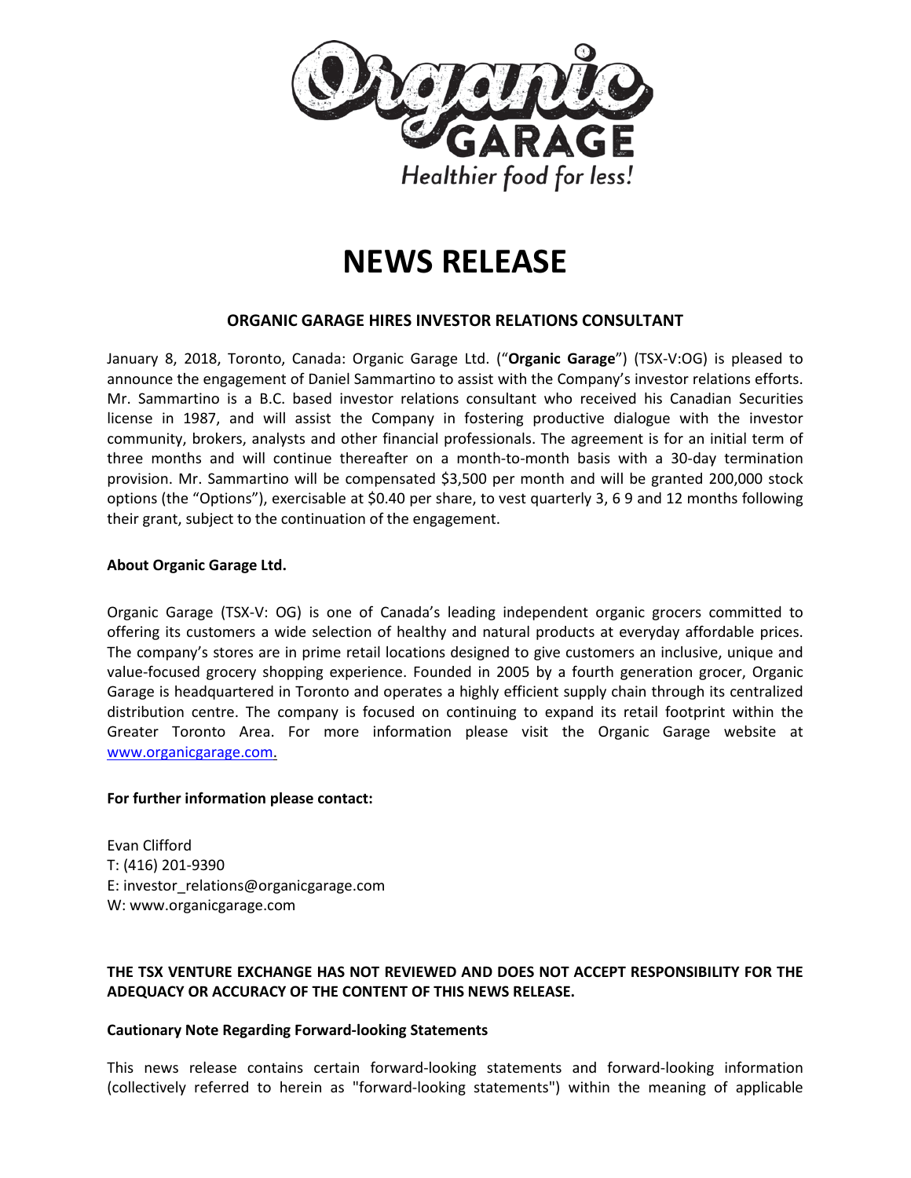Organic GARAGE

*Healthier food for less!*

# NEWS RELEASE

### ORGANIC GARAGE HIRES INVESTOR RELATIONS CONSULTANT

January 8, 2018, Toronto, Canada: Organic Garage Ltd. ("**Organic Garage**") (TSX-V:OG) is pleased to announce the engagement of Daniel Sammartino to assist with the Company's investor relations efforts. Mr. Sammartino is a B.C. based investor relations consultant who received his Canadian Securities license in 1987, and will assist the Company in fostering productive dialogue with the investor community, brokers, analysts and other financial professionals. The agreement is for an initial term of three months and will continue thereafter on a month-to-month basis with a 30-day termination provision. Mr. Sammartino will be compensated $3,500 per month and will be granted 200,000 stock options (the "Options"), exercisable at $0.40 per share, to vest quarterly 3, 6 9 and 12 months following their grant, subject to the continuation of the engagement.

**About Organic Garage Ltd.**

Organic Garage (TSX-V: OG) is one of Canada's leading independent organic grocers committed to offering its customers a wide selection of healthy and natural products at everyday affordable prices. The company's stores are in prime retail locations designed to give customers an inclusive, unique and value-focused grocery shopping experience. Founded in 2005 by a fourth generation grocer, Organic Garage is headquartered in Toronto and operates a highly efficient supply chain through its centralized distribution centre. The company is focused on continuing to expand its retail footprint within the Greater Toronto Area. For more information please visit the Organic Garage website at www.organicgarage.com.

**For further information please contact:**

Evan Clifford
T: (416) 201-9390
E: investor_relations@organicgarage.com
W: www.organicgarage.com

**THE TSX VENTURE EXCHANGE HAS NOT REVIEWED AND DOES NOT ACCEPT RESPONSIBILITY FOR THE ADEQUACY OR ACCURACY OF THE CONTENT OF THIS NEWS RELEASE.**

**Cautionary Note Regarding Forward-looking Statements**

This news release contains certain forward-looking statements and forward-looking information (collectively referred to herein as "forward-looking statements") within the meaning of applicable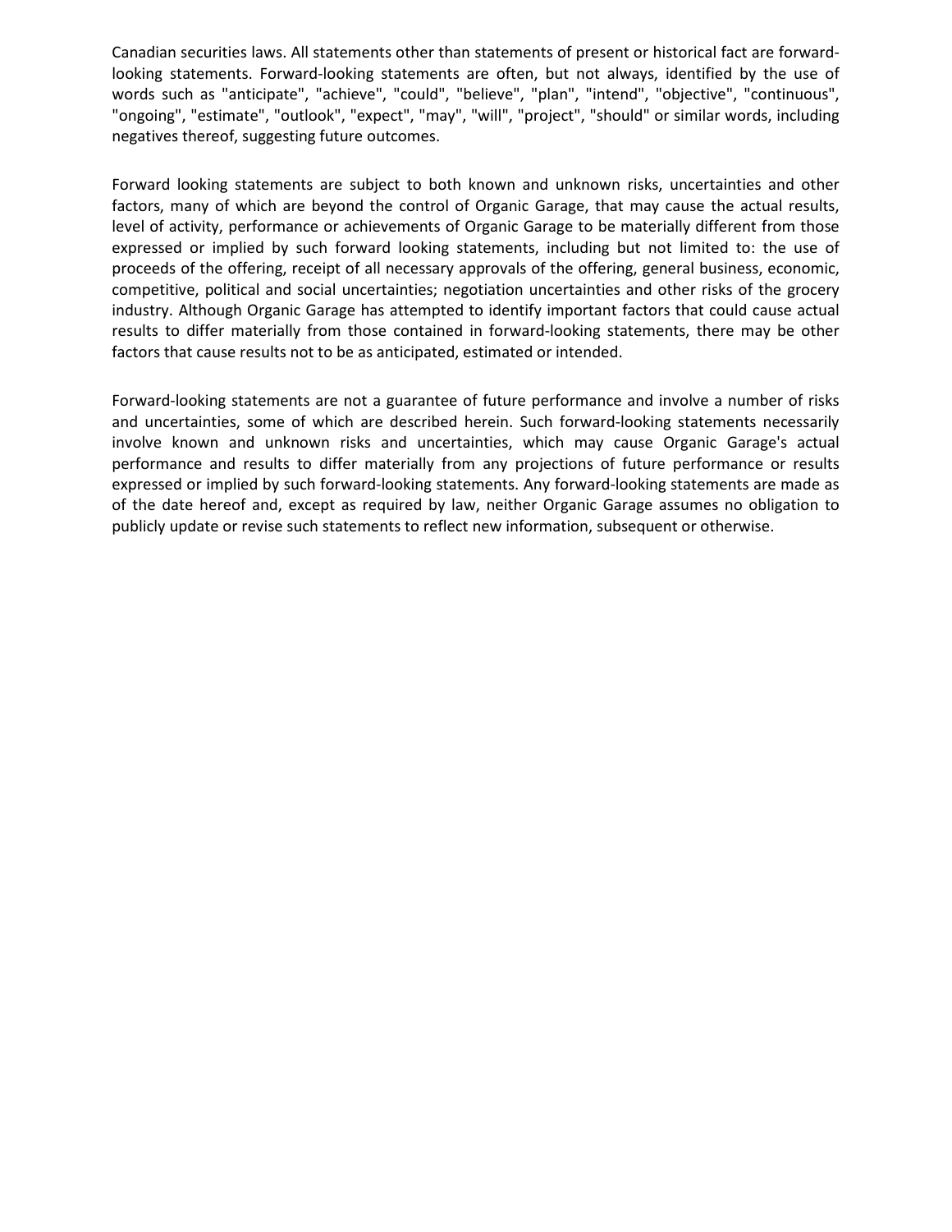Canadian securities laws. All statements other than statements of present or historical fact are forward-looking statements. Forward-looking statements are often, but not always, identified by the use of words such as "anticipate", "achieve", "could", "believe", "plan", "intend", "objective", "continuous", "ongoing", "estimate", "outlook", "expect", "may", "will", "project", "should" or similar words, including negatives thereof, suggesting future outcomes.

Forward looking statements are subject to both known and unknown risks, uncertainties and other factors, many of which are beyond the control of Organic Garage, that may cause the actual results, level of activity, performance or achievements of Organic Garage to be materially different from those expressed or implied by such forward looking statements, including but not limited to: the use of proceeds of the offering, receipt of all necessary approvals of the offering, general business, economic, competitive, political and social uncertainties; negotiation uncertainties and other risks of the grocery industry. Although Organic Garage has attempted to identify important factors that could cause actual results to differ materially from those contained in forward-looking statements, there may be other factors that cause results not to be as anticipated, estimated or intended.

Forward-looking statements are not a guarantee of future performance and involve a number of risks and uncertainties, some of which are described herein. Such forward-looking statements necessarily involve known and unknown risks and uncertainties, which may cause Organic Garage's actual performance and results to differ materially from any projections of future performance or results expressed or implied by such forward-looking statements. Any forward-looking statements are made as of the date hereof and, except as required by law, neither Organic Garage assumes no obligation to publicly update or revise such statements to reflect new information, subsequent or otherwise.